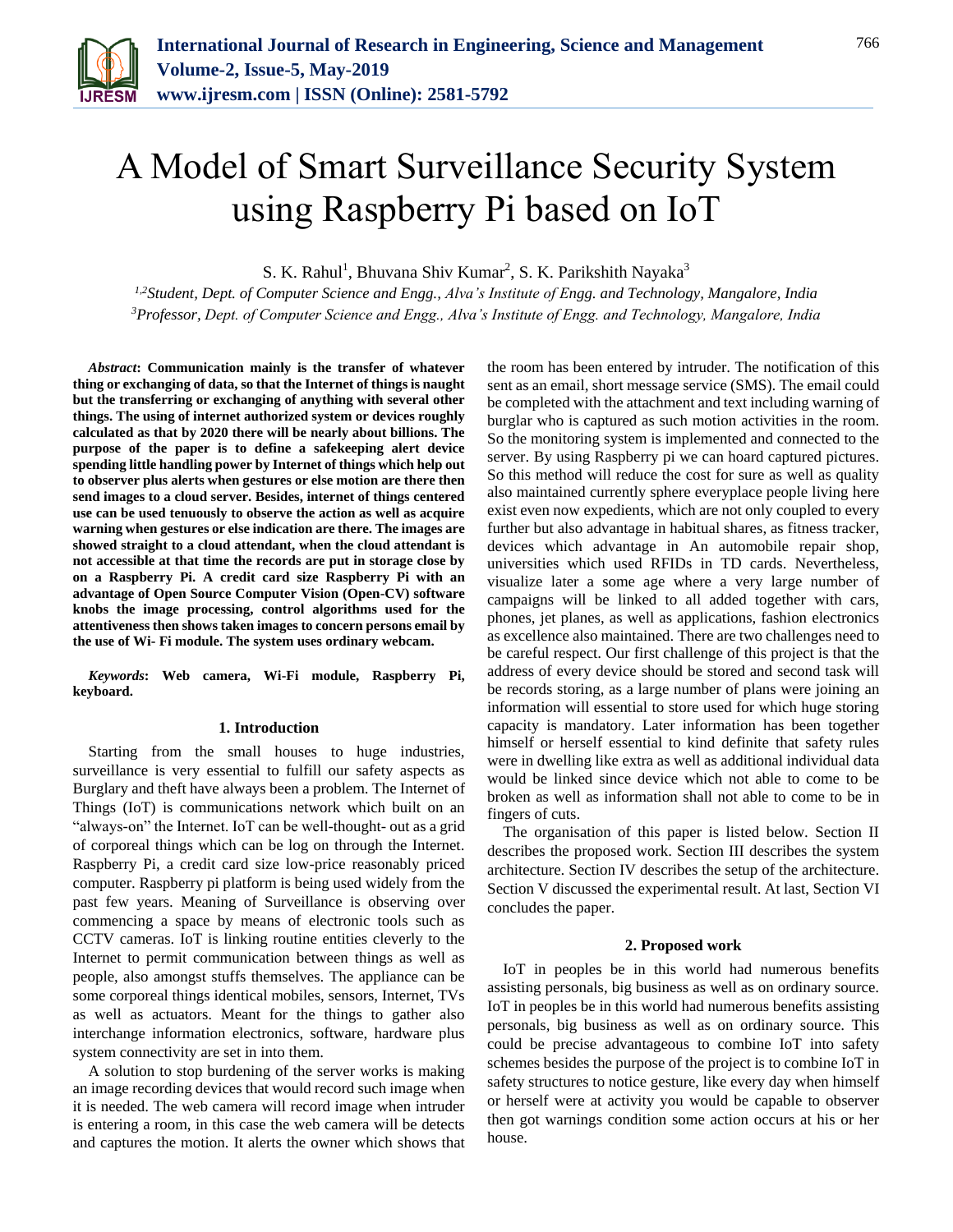# A Model of Smart Surveillance Security System using Raspberry Pi based on IoT

S. K. Rahul[1], Bhuvana Shiv Kumar[2], S. K. Parikshith Nayaka[3]

[1,2]*Student, Dept. of Computer Science and Engg., Alva's Institute of Engg. and Technology, Mangalore, India*
[3]*Professor, Dept. of Computer Science and Engg., Alva's Institute of Engg. and Technology, Mangalore, India*

***Abstract*: Communication mainly is the transfer of whatever thing or exchanging of data, so that the Internet of things is naught but the transferring or exchanging of anything with several other things. The using of internet authorized system or devices roughly calculated as that by 2020 there will be nearly about billions. The purpose of the paper is to define a safekeeping alert device spending little handling power by Internet of things which help out to observer plus alerts when gestures or else motion are there then send images to a cloud server. Besides, internet of things centered use can be used tenuously to observe the action as well as acquire warning when gestures or else indication are there. The images are showed straight to a cloud attendant, when the cloud attendant is not accessible at that time the records are put in storage close by on a Raspberry Pi. A credit card size Raspberry Pi with an advantage of Open Source Computer Vision (Open-CV) software knobs the image processing, control algorithms used for the attentiveness then shows taken images to concern persons email by the use of Wi- Fi module. The system uses ordinary webcam.**

***Keywords*: Web camera, Wi-Fi module, Raspberry Pi, keyboard.**

## 1. Introduction

Starting from the small houses to huge industries, surveillance is very essential to fulfill our safety aspects as Burglary and theft have always been a problem. The Internet of Things (IoT) is communications network which built on an "always-on" the Internet. IoT can be well-thought- out as a grid of corporeal things which can be log on through the Internet. Raspberry Pi, a credit card size low-price reasonably priced computer. Raspberry pi platform is being used widely from the past few years. Meaning of Surveillance is observing over commencing a space by means of electronic tools such as CCTV cameras. IoT is linking routine entities cleverly to the Internet to permit communication between things as well as people, also amongst stuffs themselves. The appliance can be some corporeal things identical mobiles, sensors, Internet, TVs as well as actuators. Meant for the things to gather also interchange information electronics, software, hardware plus system connectivity are set in into them.

A solution to stop burdening of the server works is making an image recording devices that would record such image when it is needed. The web camera will record image when intruder is entering a room, in this case the web camera will be detects and captures the motion. It alerts the owner which shows that the room has been entered by intruder. The notification of this sent as an email, short message service (SMS). The email could be completed with the attachment and text including warning of burglar who is captured as such motion activities in the room. So the monitoring system is implemented and connected to the server. By using Raspberry pi we can hoard captured pictures. So this method will reduce the cost for sure as well as quality also maintained currently sphere everyplace people living here exist even now expedients, which are not only coupled to every further but also advantage in habitual shares, as fitness tracker, devices which advantage in An automobile repair shop, universities which used RFIDs in TD cards. Nevertheless, visualize later a some age where a very large number of campaigns will be linked to all added together with cars, phones, jet planes, as well as applications, fashion electronics as excellence also maintained. There are two challenges need to be careful respect. Our first challenge of this project is that the address of every device should be stored and second task will be records storing, as a large number of plans were joining an information will essential to store used for which huge storing capacity is mandatory. Later information has been together himself or herself essential to kind definite that safety rules were in dwelling like extra as well as additional individual data would be linked since device which not able to come to be broken as well as information shall not able to come to be in fingers of cuts.

The organisation of this paper is listed below. Section II describes the proposed work. Section III describes the system architecture. Section IV describes the setup of the architecture. Section V discussed the experimental result. At last, Section VI concludes the paper.

## 2. Proposed work

IoT in peoples be in this world had numerous benefits assisting personals, big business as well as on ordinary source. IoT in peoples be in this world had numerous benefits assisting personals, big business as well as on ordinary source. This could be precise advantageous to combine IoT into safety schemes besides the purpose of the project is to combine IoT in safety structures to notice gesture, like every day when himself or herself were at activity you would be capable to observer then got warnings condition some action occurs at his or her house.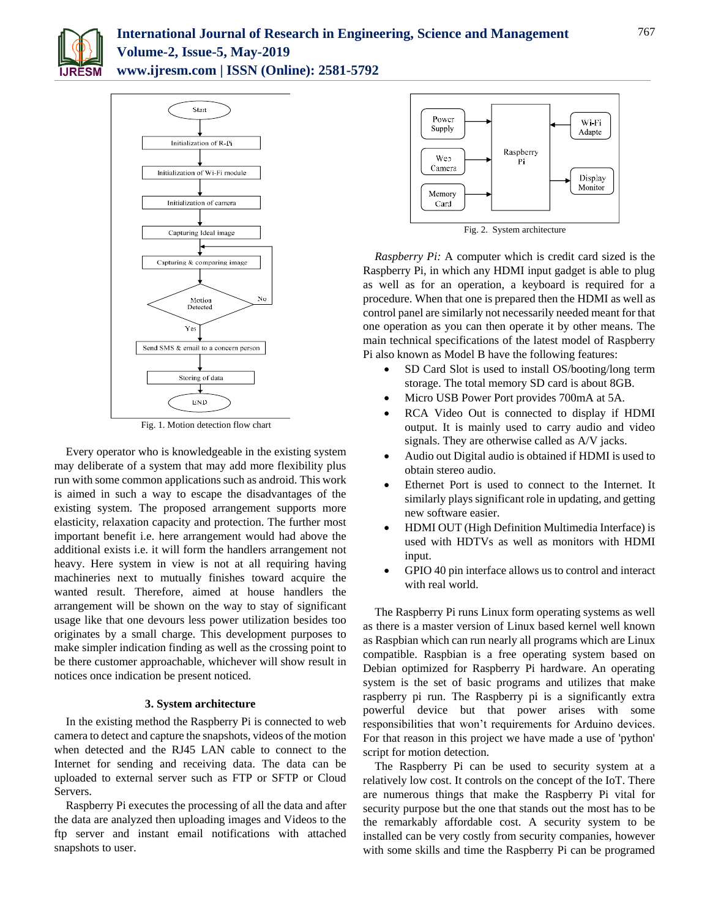Fig. 1. Motion detection flow chart

Every operator who is knowledgeable in the existing system may deliberate of a system that may add more flexibility plus run with some common applications such as android. This work is aimed in such a way to escape the disadvantages of the existing system. The proposed arrangement supports more elasticity, relaxation capacity and protection. The further most important benefit i.e. here arrangement would had above the additional exists i.e. it will form the handlers arrangement not heavy. Here system in view is not at all requiring having machineries next to mutually finishes toward acquire the wanted result. Therefore, aimed at house handlers the arrangement will be shown on the way to stay of significant usage like that one devours less power utilization besides too originates by a small charge. This development purposes to make simpler indication finding as well as the crossing point to be there customer approachable, whichever will show result in notices once indication be present noticed.

### 3. System architecture

In the existing method the Raspberry Pi is connected to web camera to detect and capture the snapshots, videos of the motion when detected and the RJ45 LAN cable to connect to the Internet for sending and receiving data. The data can be uploaded to external server such as FTP or SFTP or Cloud Servers.

Raspberry Pi executes the processing of all the data and after the data are analyzed then uploading images and Videos to the ftp server and instant email notifications with attached snapshots to user.

Fig. 2. System architecture

*Raspberry Pi:* A computer which is credit card sized is the Raspberry Pi, in which any HDMI input gadget is able to plug as well as for an operation, a keyboard is required for a procedure. When that one is prepared then the HDMI as well as control panel are similarly not necessarily needed meant for that one operation as you can then operate it by other means. The main technical specifications of the latest model of Raspberry Pi also known as Model B have the following features:

- SD Card Slot is used to install OS/booting/long term storage. The total memory SD card is about 8GB.
- Micro USB Power Port provides 700mA at 5A.
- RCA Video Out is connected to display if HDMI output. It is mainly used to carry audio and video signals. They are otherwise called as A/V jacks.
- Audio out Digital audio is obtained if HDMI is used to obtain stereo audio.
- Ethernet Port is used to connect to the Internet. It similarly plays significant role in updating, and getting new software easier.
- HDMI OUT (High Definition Multimedia Interface) is used with HDTVs as well as monitors with HDMI input.
- GPIO 40 pin interface allows us to control and interact with real world.

The Raspberry Pi runs Linux form operating systems as well as there is a master version of Linux based kernel well known as Raspbian which can run nearly all programs which are Linux compatible. Raspbian is a free operating system based on Debian optimized for Raspberry Pi hardware. An operating system is the set of basic programs and utilizes that make raspberry pi run. The Raspberry pi is a significantly extra powerful device but that power arises with some responsibilities that won't requirements for Arduino devices. For that reason in this project we have made a use of 'python' script for motion detection.

The Raspberry Pi can be used to security system at a relatively low cost. It controls on the concept of the IoT. There are numerous things that make the Raspberry Pi vital for security purpose but the one that stands out the most has to be the remarkably affordable cost. A security system to be installed can be very costly from security companies, however with some skills and time the Raspberry Pi can be programed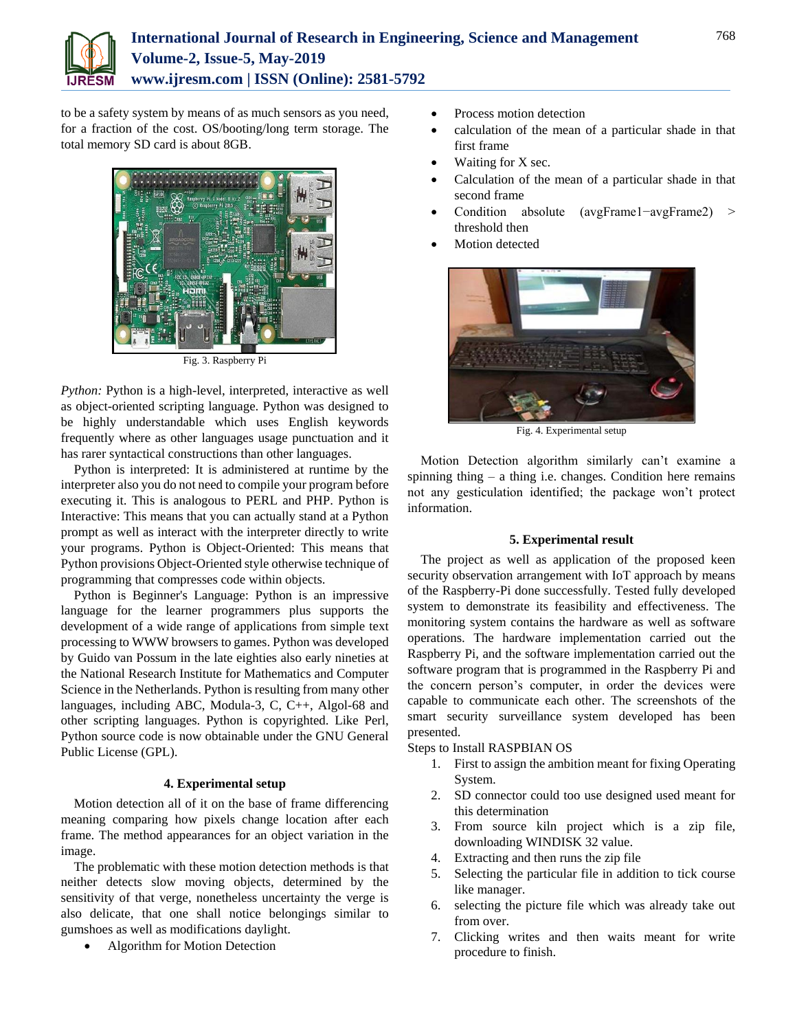to be a safety system by means of as much sensors as you need, for a fraction of the cost. OS/booting/long term storage. The total memory SD card is about 8GB.

Fig. 3. Raspberry Pi

*Python:* Python is a high-level, interpreted, interactive as well as object-oriented scripting language. Python was designed to be highly understandable which uses English keywords frequently where as other languages usage punctuation and it has rarer syntactical constructions than other languages.

Python is interpreted: It is administered at runtime by the interpreter also you do not need to compile your program before executing it. This is analogous to PERL and PHP. Python is Interactive: This means that you can actually stand at a Python prompt as well as interact with the interpreter directly to write your programs. Python is Object-Oriented: This means that Python provisions Object-Oriented style otherwise technique of programming that compresses code within objects.

Python is Beginner's Language: Python is an impressive language for the learner programmers plus supports the development of a wide range of applications from simple text processing to WWW browsers to games. Python was developed by Guido van Possum in the late eighties also early nineties at the National Research Institute for Mathematics and Computer Science in the Netherlands. Python is resulting from many other languages, including ABC, Modula-3, C, C++, Algol-68 and other scripting languages. Python is copyrighted. Like Perl, Python source code is now obtainable under the GNU General Public License (GPL).

## 4. Experimental setup

Motion detection all of it on the base of frame differencing meaning comparing how pixels change location after each frame. The method appearances for an object variation in the image.

The problematic with these motion detection methods is that neither detects slow moving objects, determined by the sensitivity of that verge, nonetheless uncertainty the verge is also delicate, that one shall notice belongings similar to gumshoes as well as modifications daylight.

- Algorithm for Motion Detection
- Process motion detection
- calculation of the mean of a particular shade in that first frame
- Waiting for X sec.
- Calculation of the mean of a particular shade in that second frame
- Condition absolute (avgFrame1−avgFrame2) > threshold then
- Motion detected

Fig. 4. Experimental setup

Motion Detection algorithm similarly can't examine a spinning thing – a thing i.e. changes. Condition here remains not any gesticulation identified; the package won't protect information.

## 5. Experimental result

The project as well as application of the proposed keen security observation arrangement with IoT approach by means of the Raspberry-Pi done successfully. Tested fully developed system to demonstrate its feasibility and effectiveness. The monitoring system contains the hardware as well as software operations. The hardware implementation carried out the Raspberry Pi, and the software implementation carried out the software program that is programmed in the Raspberry Pi and the concern person's computer, in order the devices were capable to communicate each other. The screenshots of the smart security surveillance system developed has been presented.

Steps to Install RASPBIAN OS

1. First to assign the ambition meant for fixing Operating System.
2. SD connector could too use designed used meant for this determination
3. From source kiln project which is a zip file, downloading WINDISK 32 value.
4. Extracting and then runs the zip file
5. Selecting the particular file in addition to tick course like manager.
6. selecting the picture file which was already take out from over.
7. Clicking writes and then waits meant for write procedure to finish.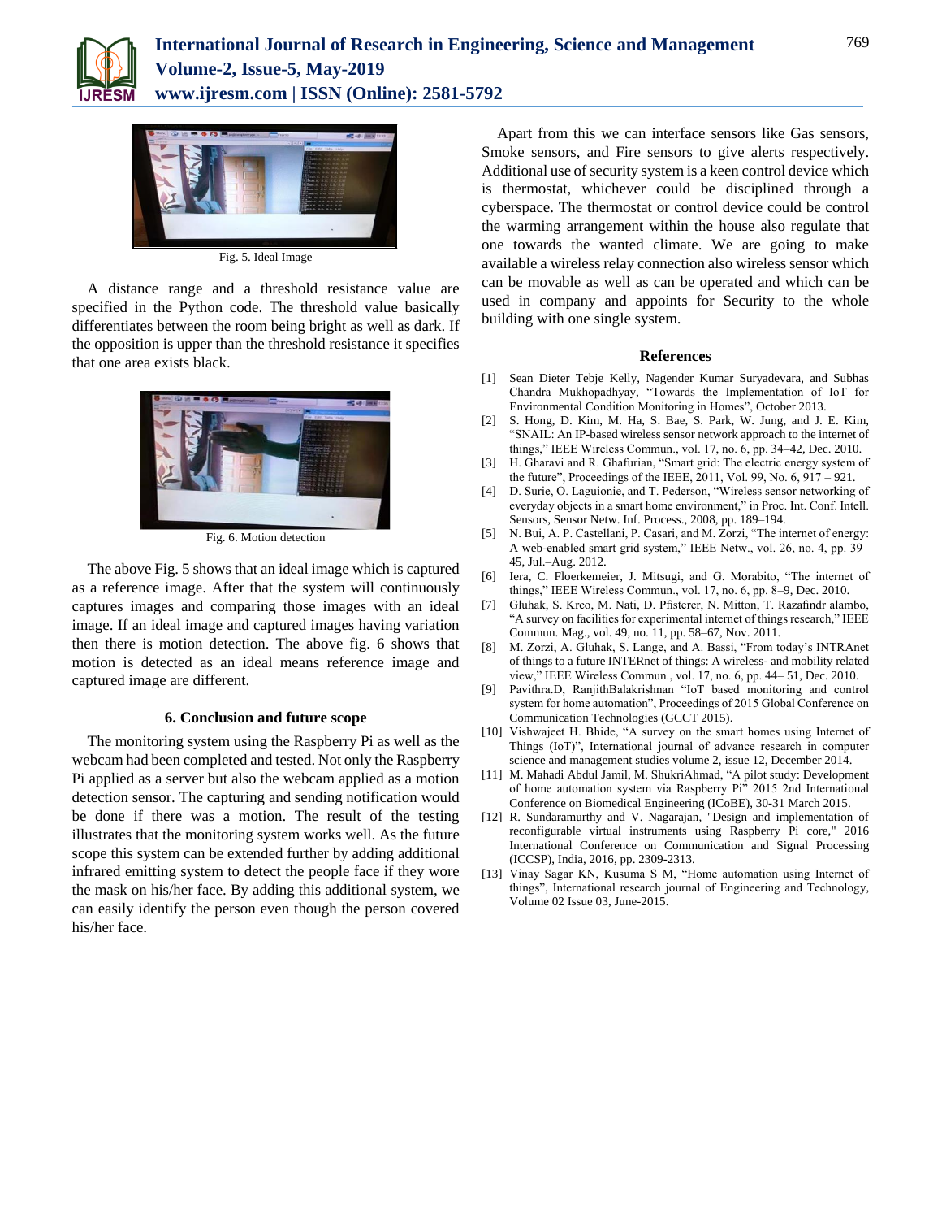Fig. 5. Ideal Image

A distance range and a threshold resistance value are specified in the Python code. The threshold value basically differentiates between the room being bright as well as dark. If the opposition is upper than the threshold resistance it specifies that one area exists black.

Fig. 6. Motion detection

The above Fig. 5 shows that an ideal image which is captured as a reference image. After that the system will continuously captures images and comparing those images with an ideal image. If an ideal image and captured images having variation then there is motion detection. The above fig. 6 shows that motion is detected as an ideal means reference image and captured image are different.

### 6. Conclusion and future scope

The monitoring system using the Raspberry Pi as well as the webcam had been completed and tested. Not only the Raspberry Pi applied as a server but also the webcam applied as a motion detection sensor. The capturing and sending notification would be done if there was a motion. The result of the testing illustrates that the monitoring system works well. As the future scope this system can be extended further by adding additional infrared emitting system to detect the people face if they wore the mask on his/her face. By adding this additional system, we can easily identify the person even though the person covered his/her face.

Apart from this we can interface sensors like Gas sensors, Smoke sensors, and Fire sensors to give alerts respectively. Additional use of security system is a keen control device which is thermostat, whichever could be disciplined through a cyberspace. The thermostat or control device could be control the warming arrangement within the house also regulate that one towards the wanted climate. We are going to make available a wireless relay connection also wireless sensor which can be movable as well as can be operated and which can be used in company and appoints for Security to the whole building with one single system.

### References

[1] Sean Dieter Tebje Kelly, Nagender Kumar Suryadevara, and Subhas Chandra Mukhopadhyay, "Towards the Implementation of IoT for Environmental Condition Monitoring in Homes", October 2013.

[2] S. Hong, D. Kim, M. Ha, S. Bae, S. Park, W. Jung, and J. E. Kim, "SNAIL: An IP-based wireless sensor network approach to the internet of things," IEEE Wireless Commun., vol. 17, no. 6, pp. 34–42, Dec. 2010.

[3] H. Gharavi and R. Ghafurian, "Smart grid: The electric energy system of the future", Proceedings of the IEEE, 2011, Vol. 99, No. 6, 917 – 921.

[4] D. Surie, O. Laguionie, and T. Pederson, "Wireless sensor networking of everyday objects in a smart home environment," in Proc. Int. Conf. Intell. Sensors, Sensor Netw. Inf. Process., 2008, pp. 189–194.

[5] N. Bui, A. P. Castellani, P. Casari, and M. Zorzi, "The internet of energy: A web-enabled smart grid system," IEEE Netw., vol. 26, no. 4, pp. 39–45, Jul.–Aug. 2012.

[6] Iera, C. Floerkemeier, J. Mitsugi, and G. Morabito, "The internet of things," IEEE Wireless Commun., vol. 17, no. 6, pp. 8–9, Dec. 2010.

[7] Gluhak, S. Krco, M. Nati, D. Pfisterer, N. Mitton, T. Razafindr alambo, "A survey on facilities for experimental internet of things research," IEEE Commun. Mag., vol. 49, no. 11, pp. 58–67, Nov. 2011.

[8] M. Zorzi, A. Gluhak, S. Lange, and A. Bassi, "From today's INTRAnet of things to a future INTERnet of things: A wireless- and mobility related view," IEEE Wireless Commun., vol. 17, no. 6, pp. 44– 51, Dec. 2010.

[9] Pavithra.D, RanjithBalakrishnan "IoT based monitoring and control system for home automation", Proceedings of 2015 Global Conference on Communication Technologies (GCCT 2015).

[10] Vishwajeet H. Bhide, "A survey on the smart homes using Internet of Things (IoT)", International journal of advance research in computer science and management studies volume 2, issue 12, December 2014.

[11] M. Mahadi Abdul Jamil, M. ShukriAhmad, "A pilot study: Development of home automation system via Raspberry Pi" 2015 2nd International Conference on Biomedical Engineering (ICoBE), 30-31 March 2015.

[12] R. Sundaramurthy and V. Nagarajan, "Design and implementation of reconfigurable virtual instruments using Raspberry Pi core," 2016 International Conference on Communication and Signal Processing (ICCSP), India, 2016, pp. 2309-2313.

[13] Vinay Sagar KN, Kusuma S M, "Home automation using Internet of things", International research journal of Engineering and Technology, Volume 02 Issue 03, June-2015.